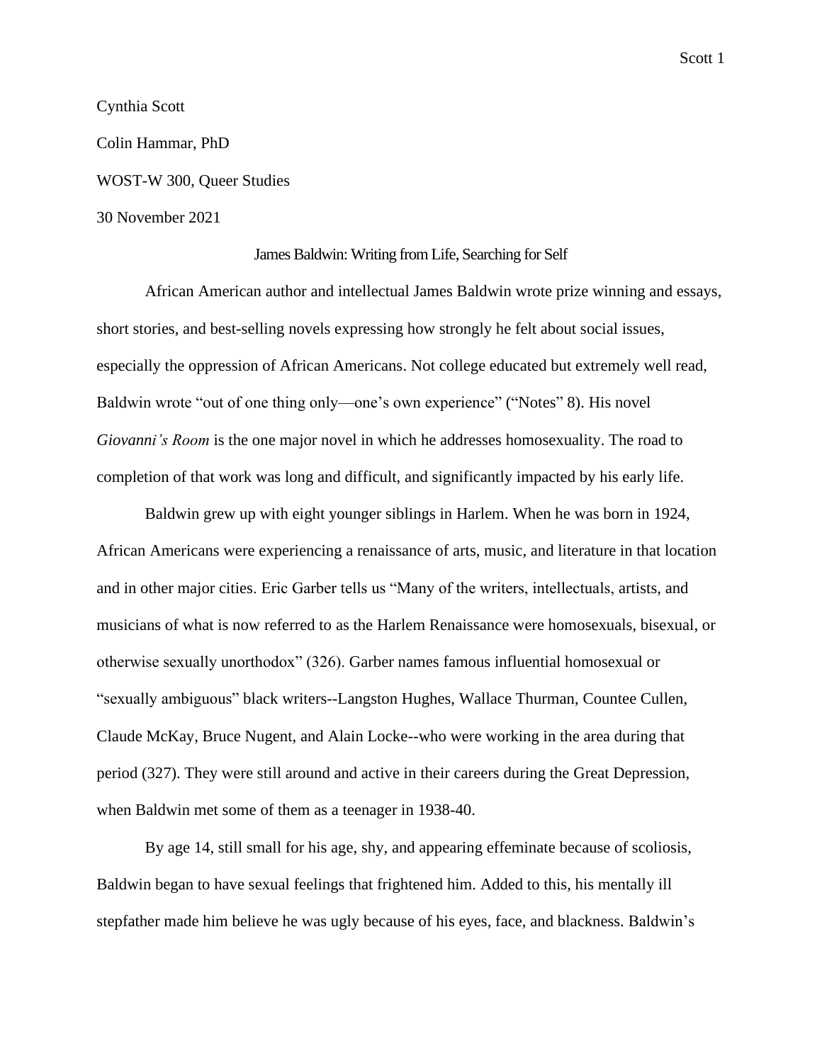Cynthia Scott

Colin Hammar, PhD

WOST-W 300, Queer Studies

30 November 2021

# James Baldwin: Writing from Life, Searching for Self

African American author and intellectual James Baldwin wrote prize winning and essays, short stories, and best-selling novels expressing how strongly he felt about social issues, especially the oppression of African Americans. Not college educated but extremely well read, Baldwin wrote "out of one thing only—one's own experience" ("Notes" 8). His novel *Giovanni's Room* is the one major novel in which he addresses homosexuality. The road to completion of that work was long and difficult, and significantly impacted by his early life.

Baldwin grew up with eight younger siblings in Harlem. When he was born in 1924, African Americans were experiencing a renaissance of arts, music, and literature in that location and in other major cities. Eric Garber tells us "Many of the writers, intellectuals, artists, and musicians of what is now referred to as the Harlem Renaissance were homosexuals, bisexual, or otherwise sexually unorthodox" (326). Garber names famous influential homosexual or "sexually ambiguous" black writers--Langston Hughes, Wallace Thurman, Countee Cullen, Claude McKay, Bruce Nugent, and Alain Locke--who were working in the area during that period (327). They were still around and active in their careers during the Great Depression, when Baldwin met some of them as a teenager in 1938-40.

By age 14, still small for his age, shy, and appearing effeminate because of scoliosis, Baldwin began to have sexual feelings that frightened him. Added to this, his mentally ill stepfather made him believe he was ugly because of his eyes, face, and blackness. Baldwin's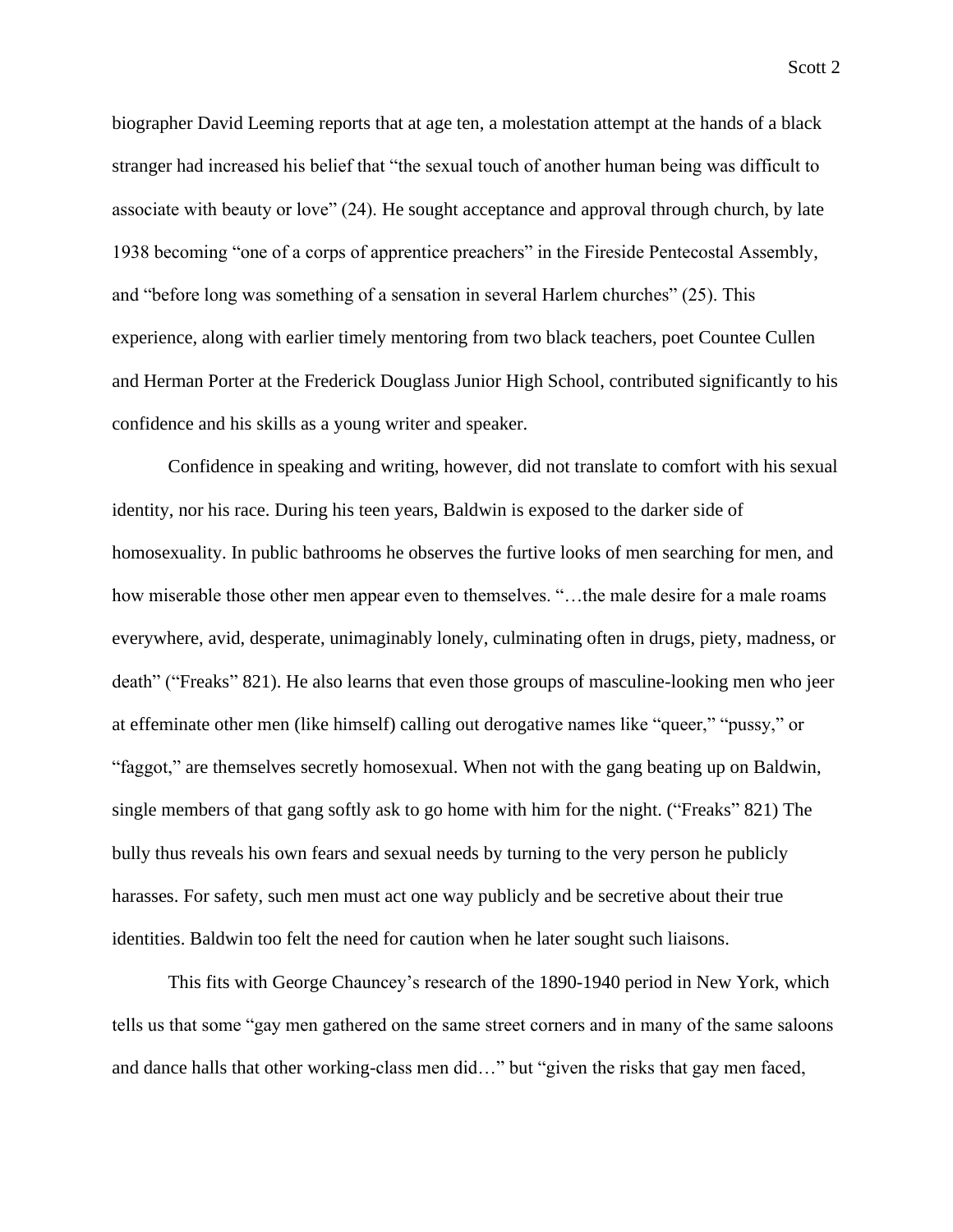biographer David Leeming reports that at age ten, a molestation attempt at the hands of a black stranger had increased his belief that "the sexual touch of another human being was difficult to associate with beauty or love" (24). He sought acceptance and approval through church, by late 1938 becoming "one of a corps of apprentice preachers" in the Fireside Pentecostal Assembly, and "before long was something of a sensation in several Harlem churches" (25). This experience, along with earlier timely mentoring from two black teachers, poet Countee Cullen and Herman Porter at the Frederick Douglass Junior High School, contributed significantly to his confidence and his skills as a young writer and speaker.

Confidence in speaking and writing, however, did not translate to comfort with his sexual identity, nor his race. During his teen years, Baldwin is exposed to the darker side of homosexuality. In public bathrooms he observes the furtive looks of men searching for men, and how miserable those other men appear even to themselves. "…the male desire for a male roams everywhere, avid, desperate, unimaginably lonely, culminating often in drugs, piety, madness, or death" ("Freaks" 821). He also learns that even those groups of masculine-looking men who jeer at effeminate other men (like himself) calling out derogative names like "queer," "pussy," or "faggot," are themselves secretly homosexual. When not with the gang beating up on Baldwin, single members of that gang softly ask to go home with him for the night. ("Freaks" 821) The bully thus reveals his own fears and sexual needs by turning to the very person he publicly harasses. For safety, such men must act one way publicly and be secretive about their true identities. Baldwin too felt the need for caution when he later sought such liaisons.

This fits with George Chauncey's research of the 1890-1940 period in New York, which tells us that some "gay men gathered on the same street corners and in many of the same saloons and dance halls that other working-class men did…" but "given the risks that gay men faced,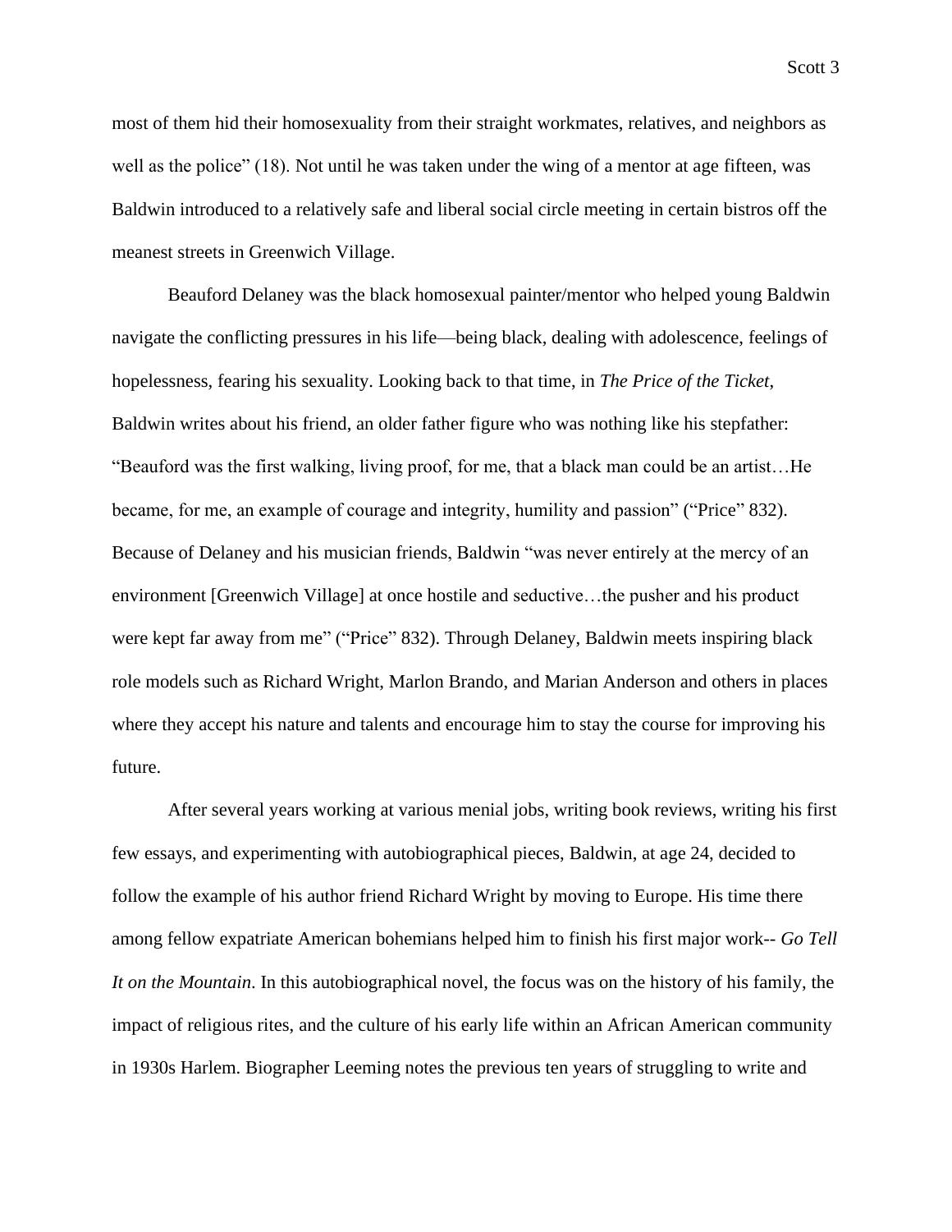most of them hid their homosexuality from their straight workmates, relatives, and neighbors as well as the police" (18). Not until he was taken under the wing of a mentor at age fifteen, was Baldwin introduced to a relatively safe and liberal social circle meeting in certain bistros off the meanest streets in Greenwich Village.

Beauford Delaney was the black homosexual painter/mentor who helped young Baldwin navigate the conflicting pressures in his life—being black, dealing with adolescence, feelings of hopelessness, fearing his sexuality. Looking back to that time, in *The Price of the Ticket*, Baldwin writes about his friend, an older father figure who was nothing like his stepfather: "Beauford was the first walking, living proof, for me, that a black man could be an artist…He became, for me, an example of courage and integrity, humility and passion" ("Price" 832). Because of Delaney and his musician friends, Baldwin "was never entirely at the mercy of an environment [Greenwich Village] at once hostile and seductive…the pusher and his product were kept far away from me" ("Price" 832). Through Delaney, Baldwin meets inspiring black role models such as Richard Wright, Marlon Brando, and Marian Anderson and others in places where they accept his nature and talents and encourage him to stay the course for improving his future.

After several years working at various menial jobs, writing book reviews, writing his first few essays, and experimenting with autobiographical pieces, Baldwin, at age 24, decided to follow the example of his author friend Richard Wright by moving to Europe. His time there among fellow expatriate American bohemians helped him to finish his first major work-- *Go Tell It on the Mountain*. In this autobiographical novel, the focus was on the history of his family, the impact of religious rites, and the culture of his early life within an African American community in 1930s Harlem. Biographer Leeming notes the previous ten years of struggling to write and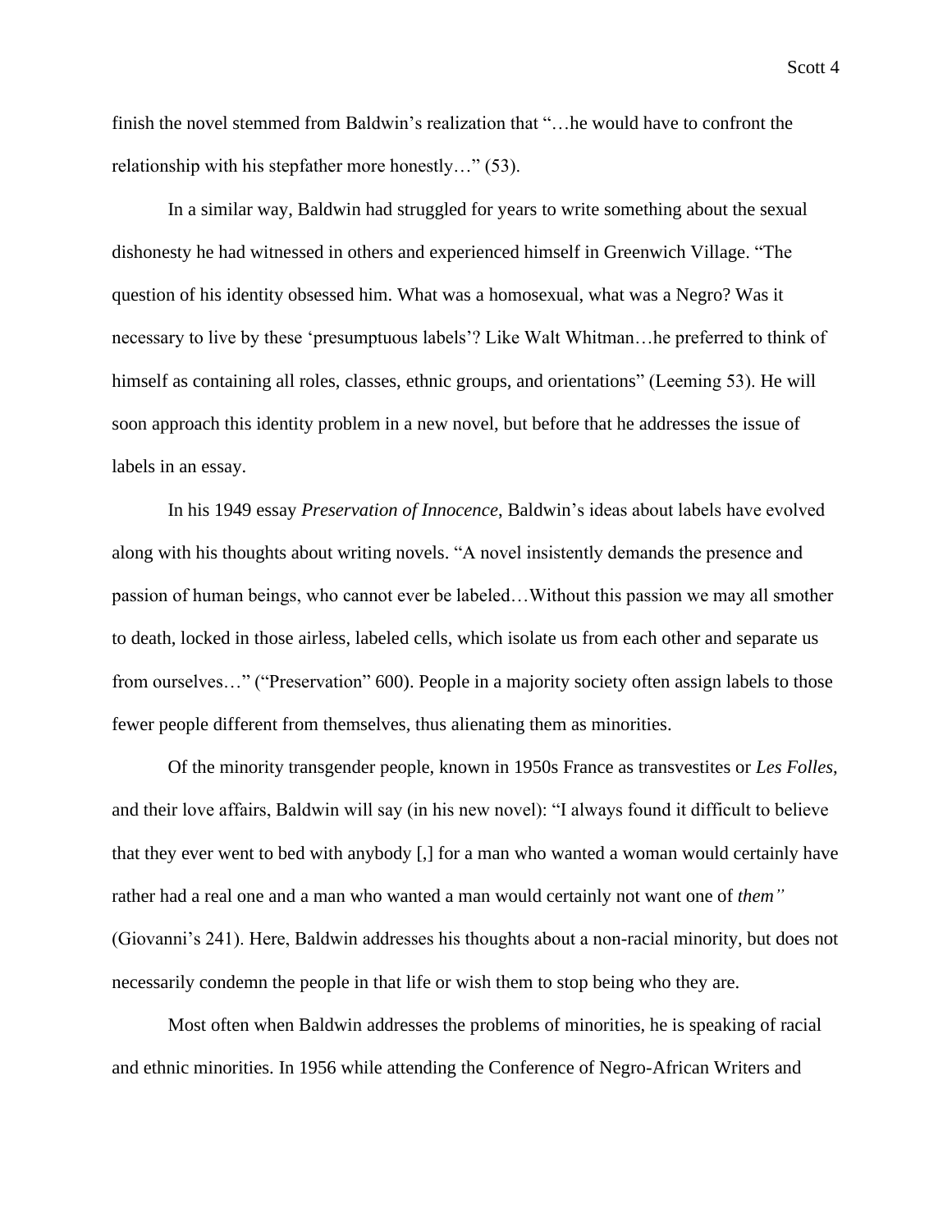finish the novel stemmed from Baldwin's realization that "…he would have to confront the relationship with his stepfather more honestly…" (53).

In a similar way, Baldwin had struggled for years to write something about the sexual dishonesty he had witnessed in others and experienced himself in Greenwich Village. "The question of his identity obsessed him. What was a homosexual, what was a Negro? Was it necessary to live by these 'presumptuous labels'? Like Walt Whitman…he preferred to think of himself as containing all roles, classes, ethnic groups, and orientations" (Leeming 53). He will soon approach this identity problem in a new novel, but before that he addresses the issue of labels in an essay.

In his 1949 essay *Preservation of Innocence*, Baldwin's ideas about labels have evolved along with his thoughts about writing novels. "A novel insistently demands the presence and passion of human beings, who cannot ever be labeled…Without this passion we may all smother to death, locked in those airless, labeled cells, which isolate us from each other and separate us from ourselves…" ("Preservation" 600). People in a majority society often assign labels to those fewer people different from themselves, thus alienating them as minorities.

Of the minority transgender people, known in 1950s France as transvestites or *Les Folles*, and their love affairs, Baldwin will say (in his new novel): "I always found it difficult to believe that they ever went to bed with anybody [,] for a man who wanted a woman would certainly have rather had a real one and a man who wanted a man would certainly not want one of *them"* (Giovanni's 241). Here, Baldwin addresses his thoughts about a non-racial minority, but does not necessarily condemn the people in that life or wish them to stop being who they are.

Most often when Baldwin addresses the problems of minorities, he is speaking of racial and ethnic minorities. In 1956 while attending the Conference of Negro-African Writers and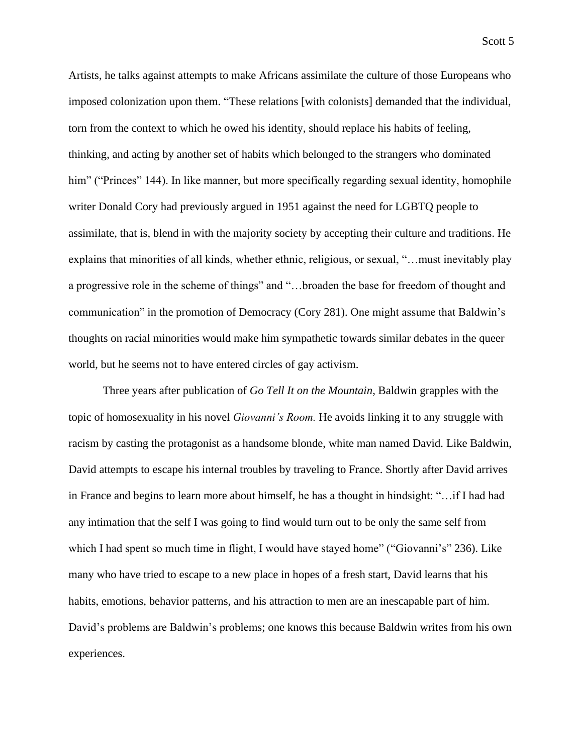Artists, he talks against attempts to make Africans assimilate the culture of those Europeans who imposed colonization upon them. "These relations [with colonists] demanded that the individual, torn from the context to which he owed his identity, should replace his habits of feeling, thinking, and acting by another set of habits which belonged to the strangers who dominated him" ("Princes" 144). In like manner, but more specifically regarding sexual identity, homophile writer Donald Cory had previously argued in 1951 against the need for LGBTQ people to assimilate, that is, blend in with the majority society by accepting their culture and traditions. He explains that minorities of all kinds, whether ethnic, religious, or sexual, "…must inevitably play a progressive role in the scheme of things" and "…broaden the base for freedom of thought and communication" in the promotion of Democracy (Cory 281). One might assume that Baldwin's thoughts on racial minorities would make him sympathetic towards similar debates in the queer world, but he seems not to have entered circles of gay activism.

Three years after publication of *Go Tell It on the Mountain*, Baldwin grapples with the topic of homosexuality in his novel *Giovanni's Room.* He avoids linking it to any struggle with racism by casting the protagonist as a handsome blonde, white man named David. Like Baldwin, David attempts to escape his internal troubles by traveling to France. Shortly after David arrives in France and begins to learn more about himself, he has a thought in hindsight: "…if I had had any intimation that the self I was going to find would turn out to be only the same self from which I had spent so much time in flight, I would have stayed home" ("Giovanni's" 236). Like many who have tried to escape to a new place in hopes of a fresh start, David learns that his habits, emotions, behavior patterns, and his attraction to men are an inescapable part of him. David's problems are Baldwin's problems; one knows this because Baldwin writes from his own experiences.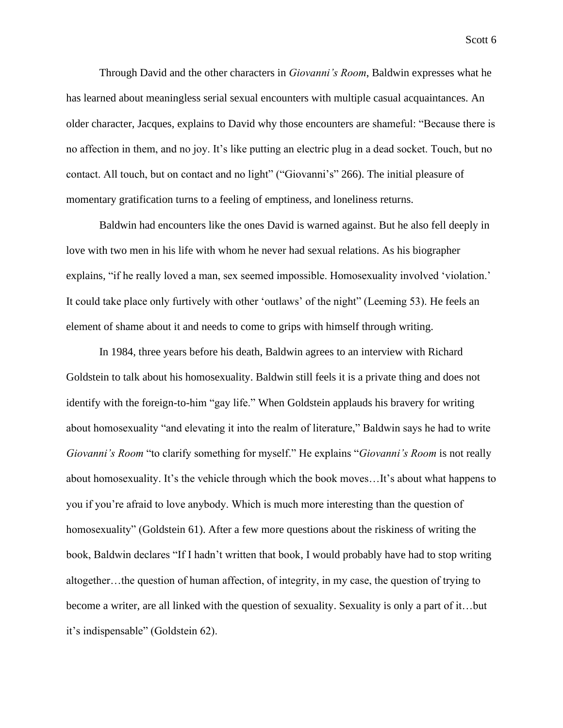Through David and the other characters in *Giovanni's Room*, Baldwin expresses what he has learned about meaningless serial sexual encounters with multiple casual acquaintances. An older character, Jacques, explains to David why those encounters are shameful: "Because there is no affection in them, and no joy. It's like putting an electric plug in a dead socket. Touch, but no contact. All touch, but on contact and no light" ("Giovanni's" 266). The initial pleasure of momentary gratification turns to a feeling of emptiness, and loneliness returns.

Baldwin had encounters like the ones David is warned against. But he also fell deeply in love with two men in his life with whom he never had sexual relations. As his biographer explains, "if he really loved a man, sex seemed impossible. Homosexuality involved 'violation.' It could take place only furtively with other 'outlaws' of the night" (Leeming 53). He feels an element of shame about it and needs to come to grips with himself through writing.

In 1984, three years before his death, Baldwin agrees to an interview with Richard Goldstein to talk about his homosexuality. Baldwin still feels it is a private thing and does not identify with the foreign-to-him "gay life." When Goldstein applauds his bravery for writing about homosexuality "and elevating it into the realm of literature," Baldwin says he had to write *Giovanni's Room* "to clarify something for myself." He explains "*Giovanni's Room* is not really about homosexuality. It's the vehicle through which the book moves…It's about what happens to you if you're afraid to love anybody. Which is much more interesting than the question of homosexuality" (Goldstein 61). After a few more questions about the riskiness of writing the book, Baldwin declares "If I hadn't written that book, I would probably have had to stop writing altogether…the question of human affection, of integrity, in my case, the question of trying to become a writer, are all linked with the question of sexuality. Sexuality is only a part of it…but it's indispensable" (Goldstein 62).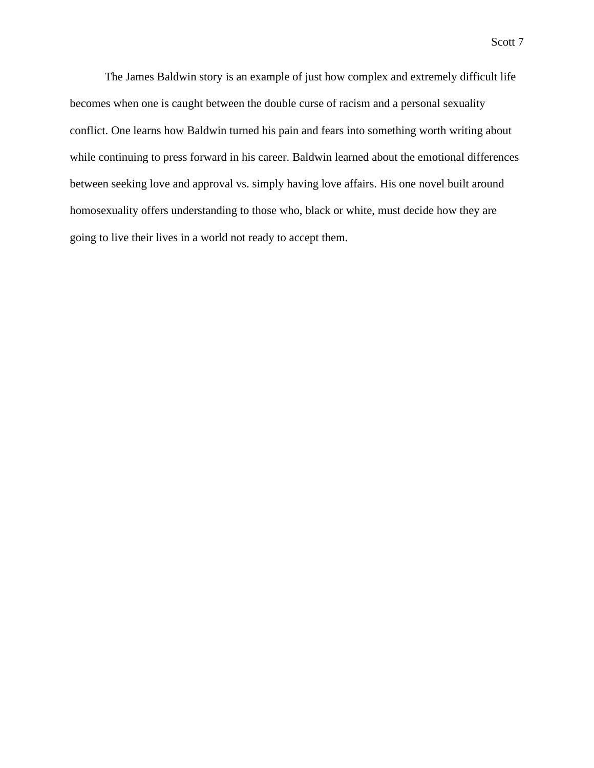The James Baldwin story is an example of just how complex and extremely difficult life becomes when one is caught between the double curse of racism and a personal sexuality conflict. One learns how Baldwin turned his pain and fears into something worth writing about while continuing to press forward in his career. Baldwin learned about the emotional differences between seeking love and approval vs. simply having love affairs. His one novel built around homosexuality offers understanding to those who, black or white, must decide how they are going to live their lives in a world not ready to accept them.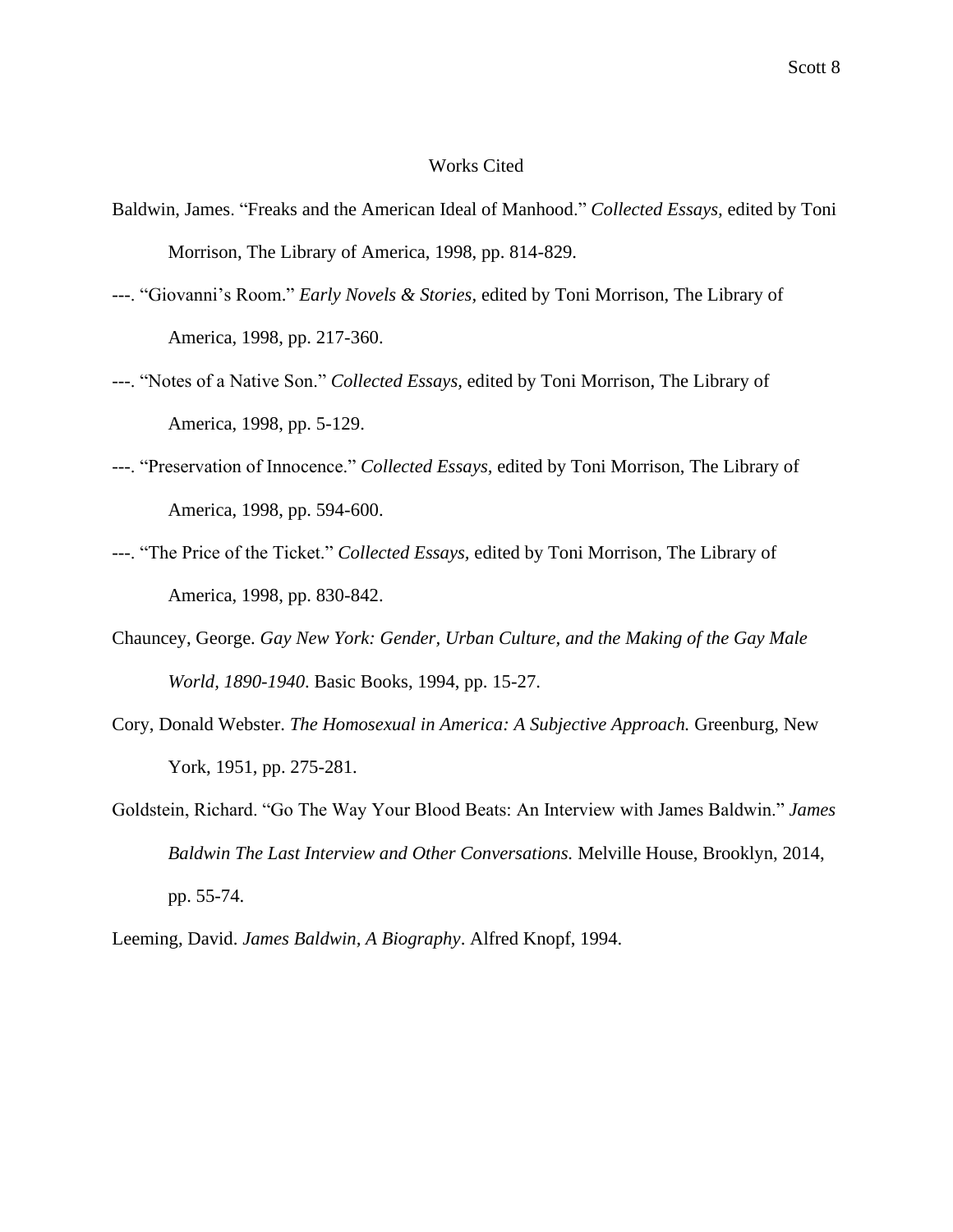# Works Cited

Baldwin, James. "Freaks and the American Ideal of Manhood." *Collected Essays,* edited by Toni Morrison, The Library of America, 1998, pp. 814-829.

---. "Giovanni's Room." *Early Novels & Stories,* edited by Toni Morrison, The Library of America, 1998, pp. 217-360.

---. "Notes of a Native Son." *Collected Essays,* edited by Toni Morrison, The Library of America, 1998, pp. 5-129.

---. "Preservation of Innocence." *Collected Essays,* edited by Toni Morrison, The Library of America, 1998, pp. 594-600.

---. "The Price of the Ticket." *Collected Essays,* edited by Toni Morrison, The Library of America, 1998, pp. 830-842.

Chauncey, George. *Gay New York: Gender, Urban Culture, and the Making of the Gay Male World, 1890-1940*. Basic Books, 1994, pp. 15-27.

Cory, Donald Webster. *The Homosexual in America: A Subjective Approach.* Greenburg, New York, 1951, pp. 275-281.

Goldstein, Richard. "Go The Way Your Blood Beats: An Interview with James Baldwin." *James Baldwin The Last Interview and Other Conversations.* Melville House, Brooklyn, 2014, pp. 55-74.

Leeming, David. *James Baldwin, A Biography*. Alfred Knopf, 1994.